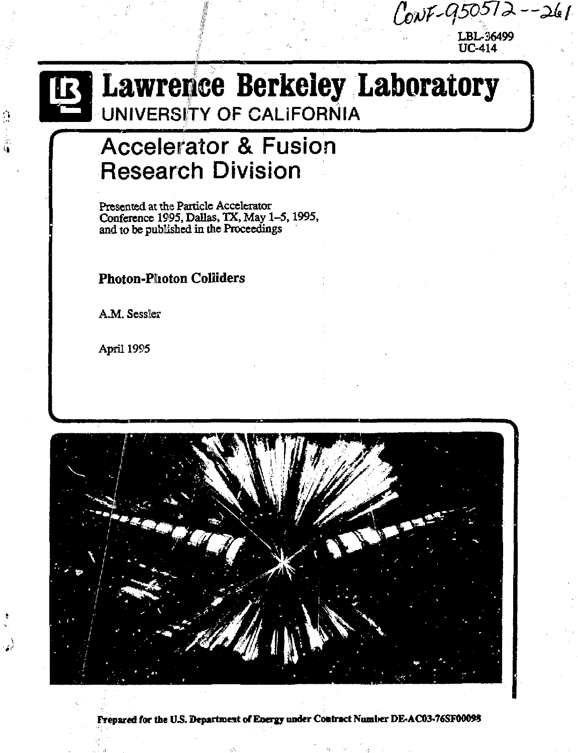CONF-950512--261

LBL-36499
UC-414

# Lawrence Berkeley Laboratory
UNIVERSITY OF CALIFORNIA

## Accelerator & Fusion Research Division

Presented at the Particle Accelerator Conference 1995, Dallas, TX, May 1–5, 1995, and to be published in the Proceedings

**Photon-Photon Colliders**

A.M. Sessler

April 1995

**Prepared for the U.S. Department of Energy under Contract Number DE-AC03-76SF00098**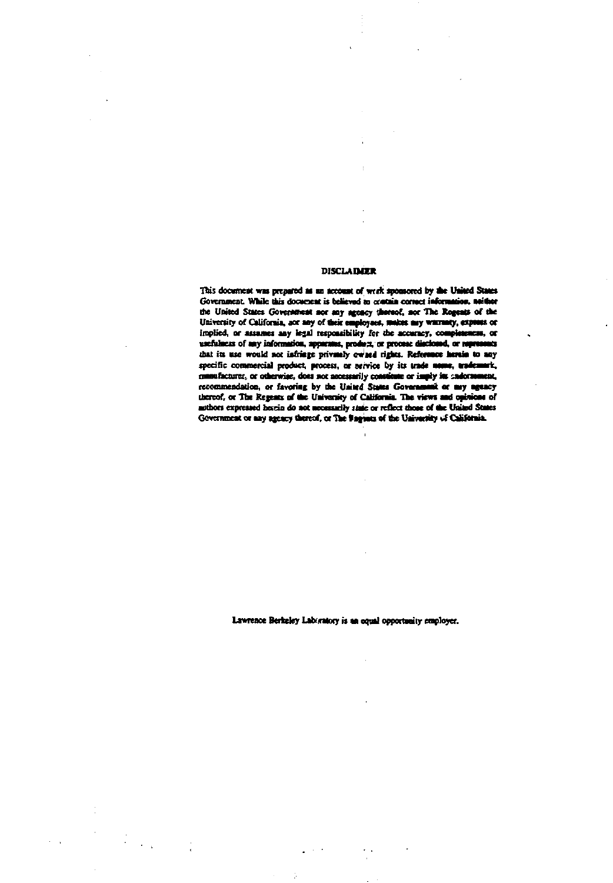## DISCLAIMER

This document was prepared as an account of work sponsored by the United States Government. While this document is believed to contain correct information, neither the United States Government nor any agency thereof, nor The Regents of the University of California, nor any of their employees, makes any warranty, express or implied, or assumes any legal responsibility for the accuracy, completeness, or usefulness of any information, apparatus, product, or process disclosed, or represents that its use would not infringe privately owned rights. Reference herein to any specific commercial product, process, or service by its trade name, trademark, manufacturer, or otherwise, does not necessarily constitute or imply its endorsement, recommendation, or favoring by the United States Government or any agency thereof, or The Regents of the University of California. The views and opinions of authors expressed herein do not necessarily state or reflect those of the United States Government or any agency thereof, or The Regents of the University of California.

Lawrence Berkeley Laboratory is an equal opportunity employer.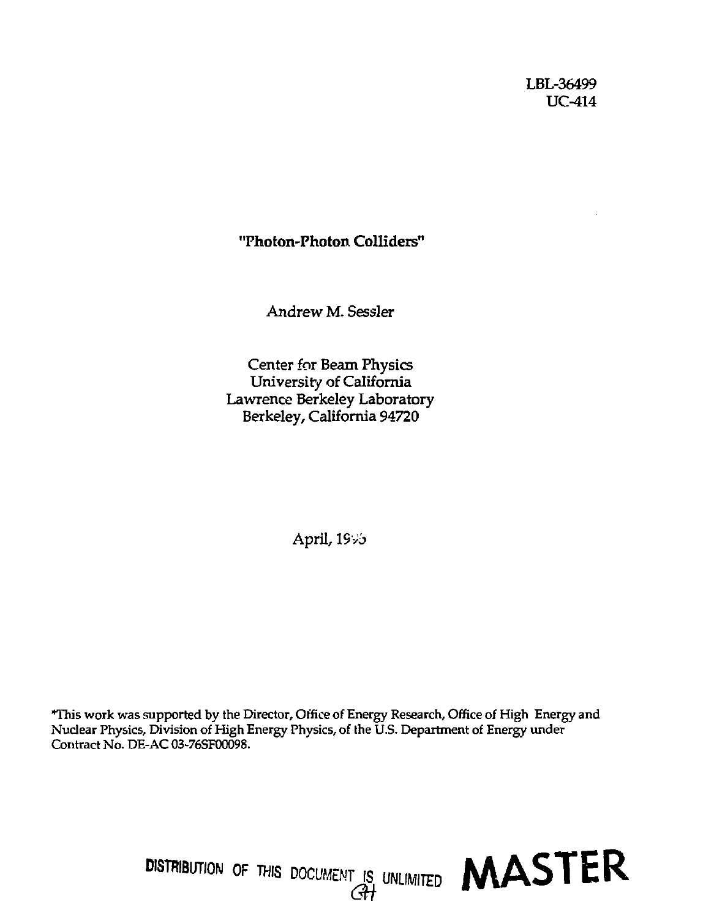LBL-36499
UC-414

**"Photon-Photon Colliders"**

Andrew M. Sessler

Center for Beam Physics
University of California
Lawrence Berkeley Laboratory
Berkeley, California 94720

April, 1995

*This work was supported by the Director, Office of Energy Research, Office of High Energy and Nuclear Physics, Division of High Energy Physics, of the U.S. Department of Energy under Contract No. DE-AC 03-76SF00098.

DISTRIBUTION OF THIS DOCUMENT IS UNLIMITED

**MASTER**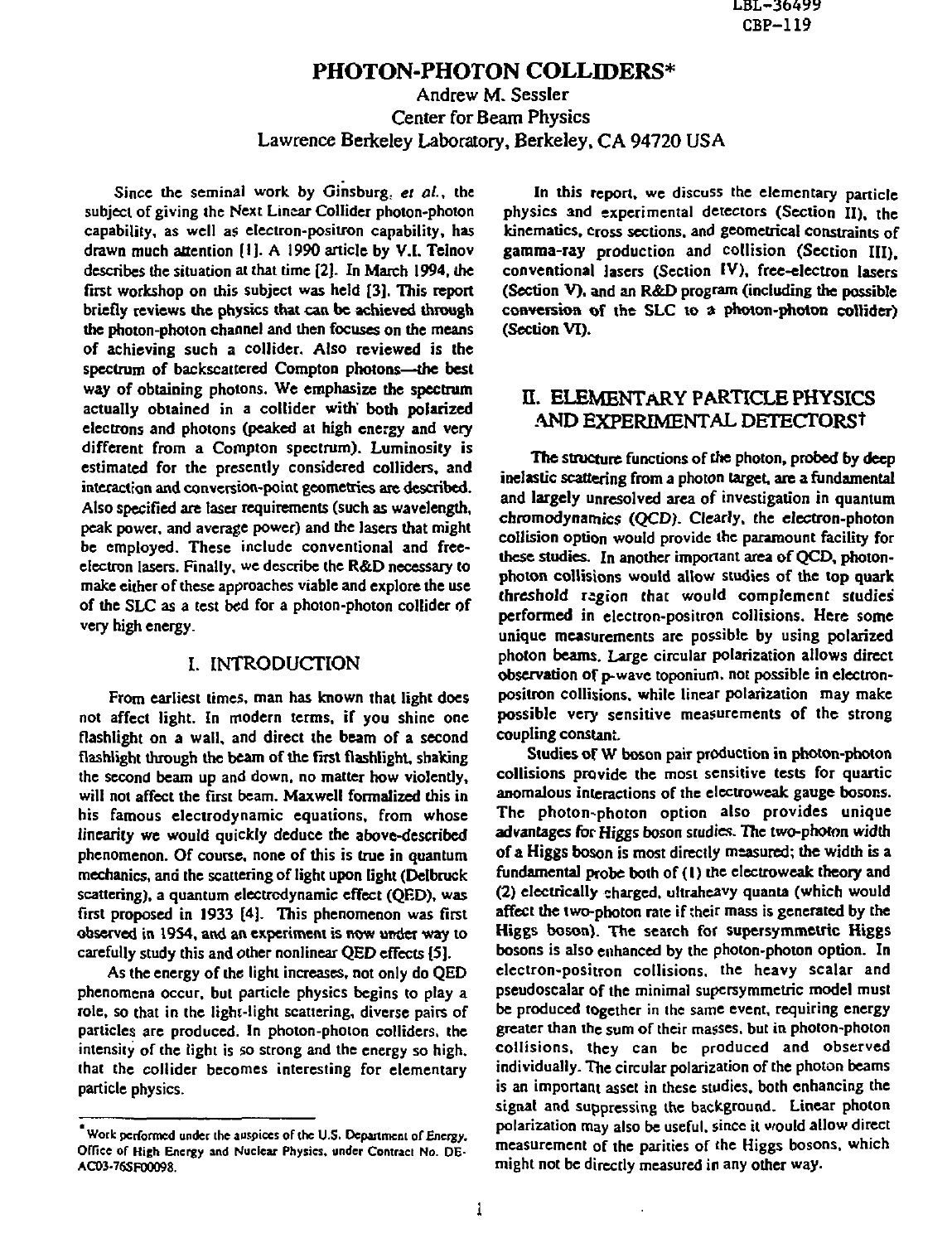# PHOTON-PHOTON COLLIDERS*

Andrew M. Sessler
Center for Beam Physics
Lawrence Berkeley Laboratory, Berkeley, CA 94720 USA

Since the seminal work by Ginsburg, *et al.*, the subject of giving the Next Linear Collider photon-photon capability, as well as electron-positron capability, has drawn much attention [1]. A 1990 article by V.I. Telnov describes the situation at that time [2]. In March 1994, the first workshop on this subject was held [3]. This report briefly reviews the physics that can be achieved through the photon-photon channel and then focuses on the means of achieving such a collider. Also reviewed is the spectrum of backscattered Compton photons—the best way of obtaining photons. We emphasize the spectrum actually obtained in a collider with both polarized electrons and photons (peaked at high energy and very different from a Compton spectrum). Luminosity is estimated for the presently considered colliders, and interaction and conversion-point geometries are described. Also specified are laser requirements (such as wavelength, peak power, and average power) and the lasers that might be employed. These include conventional and free-electron lasers. Finally, we describe the R&D necessary to make either of these approaches viable and explore the use of the SLC as a test bed for a photon-photon collider of very high energy.

## I. INTRODUCTION

From earliest times, man has known that light does not affect light. In modern terms, if you shine one flashlight on a wall, and direct the beam of a second flashlight through the beam of the first flashlight, shaking the second beam up and down, no matter how violently, will not affect the first beam. Maxwell formalized this in his famous electrodynamic equations, from whose linearity we would quickly deduce the above-described phenomenon. Of course, none of this is true in quantum mechanics, and the scattering of light upon light (Delbruck scattering), a quantum electrodynamic effect (QED), was first proposed in 1933 [4]. This phenomenon was first observed in 1954, and an experiment is now under way to carefully study this and other nonlinear QED effects [5].

As the energy of the light increases, not only do QED phenomena occur, but particle physics begins to play a role, so that in the light-light scattering, diverse pairs of particles are produced. In photon-photon colliders, the intensity of the light is so strong and the energy so high, that the collider becomes interesting for elementary particle physics.

In this report, we discuss the elementary particle physics and experimental detectors (Section II), the kinematics, cross sections, and geometrical constraints of gamma-ray production and collision (Section III), conventional lasers (Section IV), free-electron lasers (Section V), and an R&D program (including the possible conversion of the SLC to a photon-photon collider) (Section VI).

## II. ELEMENTARY PARTICLE PHYSICS AND EXPERIMENTAL DETECTORS†

The structure functions of the photon, probed by deep inelastic scattering from a photon target, are a fundamental and largely unresolved area of investigation in quantum chromodynamics (QCD). Clearly, the electron-photon collision option would provide the paramount facility for these studies. In another important area of QCD, photon-photon collisions would allow studies of the top quark threshold region that would complement studies performed in electron-positron collisions. Here some unique measurements are possible by using polarized photon beams. Large circular polarization allows direct observation of p-wave toponium, not possible in electron-positron collisions, while linear polarization may make possible very sensitive measurements of the strong coupling constant.

Studies of W boson pair production in photon-photon collisions provide the most sensitive tests for quartic anomalous interactions of the electroweak gauge bosons. The photon-photon option also provides unique advantages for Higgs boson studies. The two-photon width of a Higgs boson is most directly measured; the width is a fundamental probe both of (1) the electroweak theory and (2) electrically charged, ultraheavy quanta (which would affect the two-photon rate if their mass is generated by the Higgs boson). The search for supersymmetric Higgs bosons is also enhanced by the photon-photon option. In electron-positron collisions, the heavy scalar and pseudoscalar of the minimal supersymmetric model must be produced together in the same event, requiring energy greater than the sum of their masses, but in photon-photon collisions, they can be produced and observed individually. The circular polarization of the photon beams is an important asset in these studies, both enhancing the signal and suppressing the background. Linear photon polarization may also be useful, since it would allow direct measurement of the parities of the Higgs bosons, which might not be directly measured in any other way.

---

* Work performed under the auspices of the U.S. Department of Energy, Office of High Energy and Nuclear Physics, under Contract No. DE-AC03-76SF00098.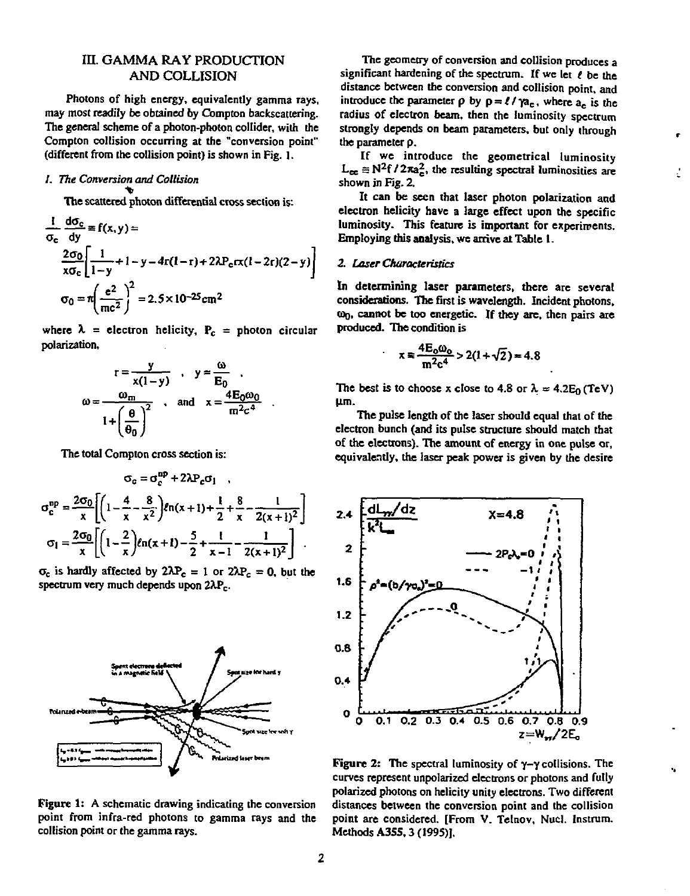## III. GAMMA RAY PRODUCTION AND COLLISION

Photons of high energy, equivalently gamma rays, may most readily be obtained by Compton backscattering. The general scheme of a photon-photon collider, with the Compton collision occurring at the "conversion point" (different from the collision point) is shown in Fig. 1.

### *1. The Conversion and Collision*

The scattered photon differential cross section is:

$$\frac{1}{\sigma_c}\frac{d\sigma_c}{dy} \equiv f(x,y) =$$

$$\frac{2\sigma_0}{x\sigma_c}\left[\frac{1}{1-y}+1-y-4r(1-r)+2\lambda P_c rx(1-2r)(2-y)\right]$$

$$\sigma_0 = \pi\left(\frac{e^2}{mc^2}\right)^2 = 2.5\times10^{-25}\mathrm{cm}^2$$

where $\lambda$ = electron helicity, $P_c$ = photon circular polarization,

$$r=\frac{y}{x(1-y)}\ ,\quad y=\frac{\omega}{E_0}\ ,$$

$$\omega=\frac{\omega_m}{1+\left(\frac{\theta}{\theta_0}\right)^2}\ ,\quad \text{and}\quad x=\frac{4E_0\omega_0}{m^2c^4}\ .$$

The total Compton cross section is:

$$\sigma_c = \sigma_c^{np} + 2\lambda P_c \sigma_1\ ,$$

$$\sigma_c^{np} = \frac{2\sigma_0}{x}\left[\left(1-\frac{4}{x}-\frac{8}{x^2}\right)\ell n(x+1)+\frac{1}{2}+\frac{8}{x}-\frac{1}{2(x+1)^2}\right]$$

$$\sigma_1 = \frac{2\sigma_0}{x}\left[\left(1-\frac{2}{x}\right)\ell n(x+1)-\frac{5}{2}+\frac{1}{x-1}-\frac{1}{2(x+1)^2}\right]\ .$$

$\sigma_c$ is hardly affected by $2\lambda P_c = 1$ or $2\lambda P_c = 0$, but the spectrum very much depends upon $2\lambda P_c$.

Figure 1: A schematic drawing indicating the conversion point from infra-red photons to gamma rays and the collision point or the gamma rays.

The geometry of conversion and collision produces a significant hardening of the spectrum. If we let $\ell$ be the distance between the conversion and collision point, and introduce the parameter $\rho$ by $\rho = \ell/\gamma a_c$, where $a_c$ is the radius of electron beam, then the luminosity spectrum strongly depends on beam parameters, but only through the parameter $\rho$.

If we introduce the geometrical luminosity $L_{ee} \equiv N^2 f/2\pi a_c^2$, the resulting spectral luminosities are shown in Fig. 2.

It can be seen that laser photon polarization and electron helicity have a large effect upon the specific luminosity. This feature is important for experiments. Employing this analysis, we arrive at Table 1.

### *2. Laser Characteristics*

In determining laser parameters, there are several considerations. The first is wavelength. Incident photons, $\omega_0$, cannot be too energetic. If they are, then pairs are produced. The condition is

$$x \equiv \frac{4E_0\omega_0}{m^2c^4} > 2(1+\sqrt{2}) = 4.8$$

The best is to choose x close to 4.8 or $\lambda = 4.2E_0$ (TeV) μm.

The pulse length of the laser should equal that of the electron bunch (and its pulse structure should match that of the electrons). The amount of energy in one pulse or, equivalently, the laser peak power is given by the desire

Figure 2: The spectral luminosity of γ-γ collisions. The curves represent unpolarized electrons or photons and fully polarized photons on helicity unity electrons. Two different distances between the conversion point and the collision point are considered. [From V. Telnov, Nucl. Instrum. Methods A355, 3 (1995)].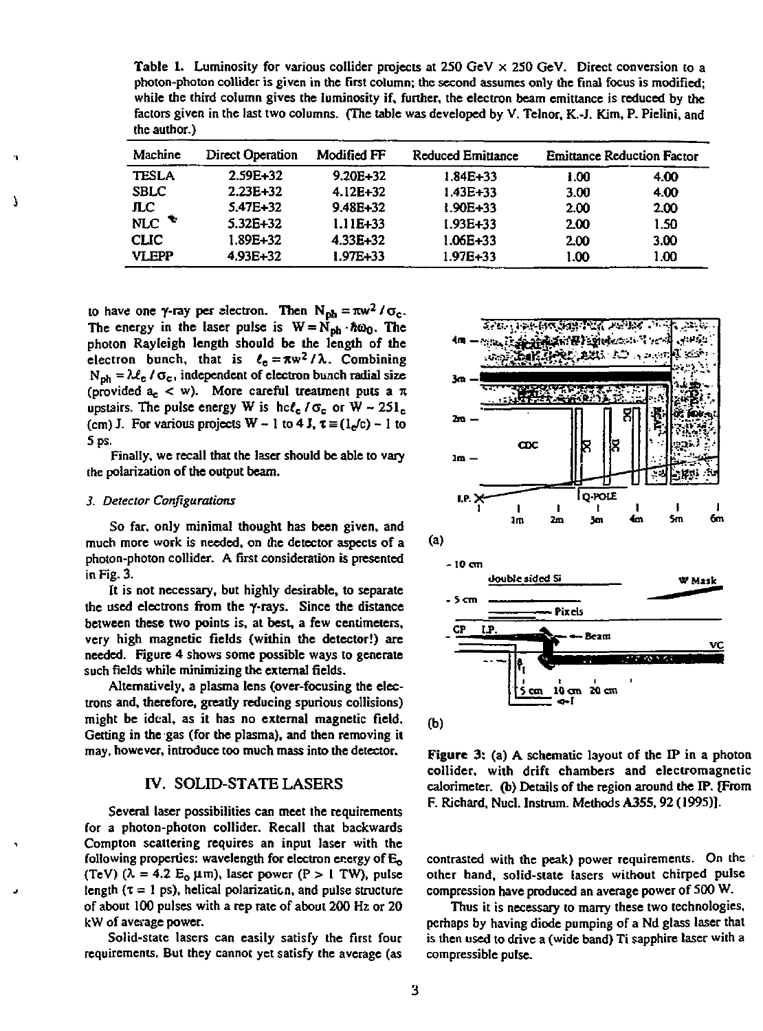Table 1. Luminosity for various collider projects at 250 GeV × 250 GeV. Direct conversion to a photon-photon collider is given in the first column; the second assumes only the final focus is modified; while the third column gives the luminosity if, further, the electron beam emittance is reduced by the factors given in the last two columns. (The table was developed by V. Telnov, K.-J. Kim, P. Pielini, and the author.)

| Machine | Direct Operation | Modified FF | Reduced Emittance | Emittance Reduction Factor | |
|---|---|---|---|---|---|
| TESLA | 2.59E+32 | 9.20E+32 | 1.84E+33 | 1.00 | 4.00 |
| SBLC | 2.23E+32 | 4.12E+32 | 1.43E+33 | 3.00 | 4.00 |
| JLC | 5.47E+32 | 9.48E+32 | 1.90E+33 | 2.00 | 2.00 |
| NLC | 5.32E+32 | 1.11E+33 | 1.93E+33 | 2.00 | 1.50 |
| CLIC | 1.89E+32 | 4.33E+32 | 1.06E+33 | 2.00 | 3.00 |
| VLEPP | 4.93E+32 | 1.97E+33 | 1.97E+33 | 1.00 | 1.00 |

to have one γ-ray per electron. Then $N_{ph} = \pi w^2 / \sigma_c$. The energy in the laser pulse is $W = N_{ph} \cdot \hbar\omega_0$. The photon Rayleigh length should be the length of the electron bunch, that is $\ell_e = \pi w^2 / \lambda$. Combining $N_{ph} = \lambda \ell_e / \sigma_c$, independent of electron bunch radial size (provided $a_e < w$). More careful treatment puts a π upstairs. The pulse energy W is $hc\ell_e / \sigma_c$ or $W \sim 25 l_e$ (cm) J. For various projects $W \sim 1$ to 4 J, $\tau \equiv (l_e/c) \sim 1$ to 5 ps.

Finally, we recall that the laser should be able to vary the polarization of the output beam.

### 3. Detector Configurations

So far, only minimal thought has been given, and much more work is needed, on the detector aspects of a photon-photon collider. A first consideration is presented in Fig. 3.

It is not necessary, but highly desirable, to separate the used electrons from the γ-rays. Since the distance between these two points is, at best, a few centimeters, very high magnetic fields (within the detector!) are needed. Figure 4 shows some possible ways to generate such fields while minimizing the external fields.

Alternatively, a plasma lens (over-focusing the electrons and, therefore, greatly reducing spurious collisions) might be ideal, as it has no external magnetic field. Getting in the gas (for the plasma), and then removing it may, however, introduce too much mass into the detector.

Figure 3: (a) A schematic layout of the IP in a photon collider, with drift chambers and electromagnetic calorimeter. (b) Details of the region around the IP. [From F. Richard, Nucl. Instrum. Methods A355, 92 (1995)].

## IV. SOLID-STATE LASERS

Several laser possibilities can meet the requirements for a photon-photon collider. Recall that backwards Compton scattering requires an input laser with the following properties: wavelength for electron energy of $E_0$ (TeV) ($\lambda = 4.2\ E_0$ μm), laser power ($P > 1$ TW), pulse length ($\tau = 1$ ps), helical polarization, and pulse structure of about 100 pulses with a rep rate of about 200 Hz or 20 kW of average power.

Solid-state lasers can easily satisfy the first four requirements. But they cannot yet satisfy the average (as contrasted with the peak) power requirements. On the other hand, solid-state lasers without chirped pulse compression have produced an average power of 500 W.

Thus it is necessary to marry these two technologies, perhaps by having diode pumping of a Nd glass laser that is then used to drive a (wide band) Ti sapphire laser with a compressible pulse.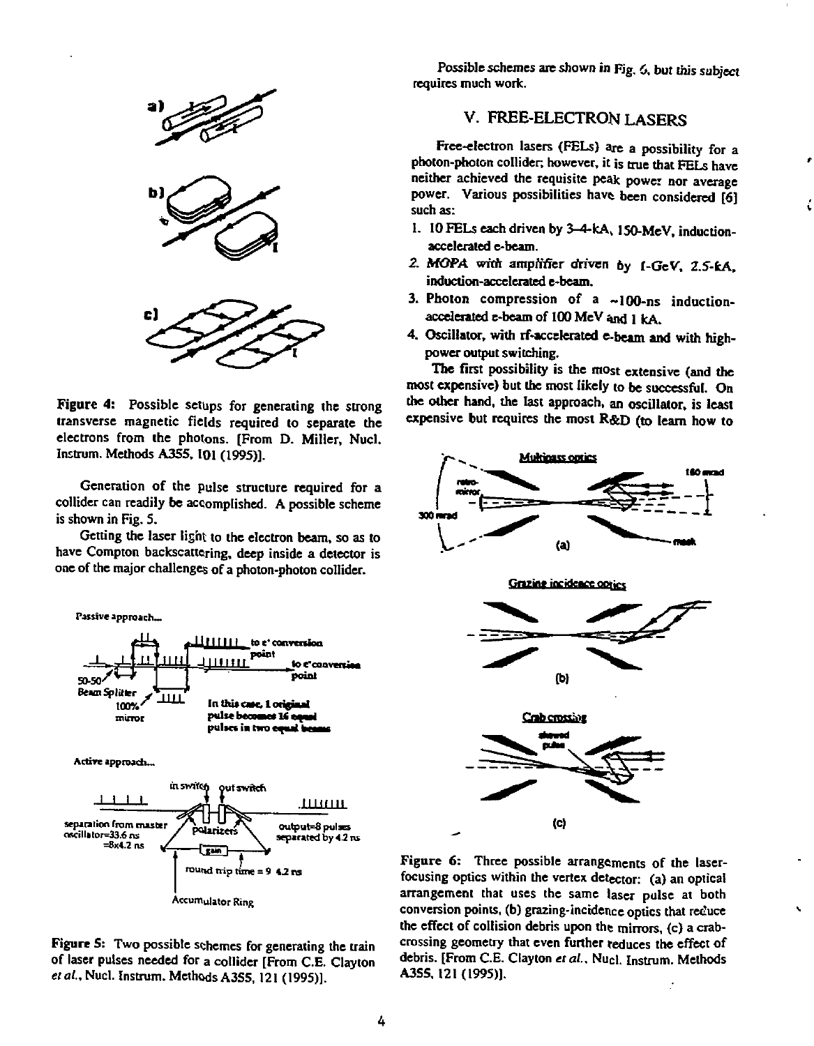Figure 4: Possible setups for generating the strong transverse magnetic fields required to separate the electrons from the photons. [From D. Miller, Nucl. Instrum. Methods A355, 101 (1995)].

Generation of the pulse structure required for a collider can readily be accomplished. A possible scheme is shown in Fig. 5.

Getting the laser light to the electron beam, so as to have Compton backscattering, deep inside a detector is one of the major challenges of a photon-photon collider.

Figure 5: Two possible schemes for generating the train of laser pulses needed for a collider [From C.E. Clayton *et al.*, Nucl. Instrum. Methods A355, 121 (1995)].

Possible schemes are shown in Fig. 6, but this subject requires much work.

## V. FREE-ELECTRON LASERS

Free-electron lasers (FELs) are a possibility for a photon-photon collider; however, it is true that FELs have neither achieved the requisite peak power nor average power. Various possibilities have been considered [6] such as:

1. 10 FELs each driven by 3–4-kA, 150-MeV, induction-accelerated e-beam.
2. MOPA with amplifier driven by 1-GeV, 2.5-kA, induction-accelerated e-beam.
3. Photon compression of a ~100-ns induction-accelerated e-beam of 100 MeV and 1 kA.
4. Oscillator, with rf-accelerated e-beam and with high-power output switching.

The first possibility is the most extensive (and the most expensive) but the most likely to be successful. On the other hand, the last approach, an oscillator, is least expensive but requires the most R&D (to learn how to

Figure 6: Three possible arrangements of the laser-focusing optics within the vertex detector: (a) an optical arrangement that uses the same laser pulse at both conversion points, (b) grazing-incidence optics that reduce the effect of collision debris upon the mirrors, (c) a crab-crossing geometry that even further reduces the effect of debris. [From C.E. Clayton *et al.*, Nucl. Instrum. Methods A355, 121 (1995)].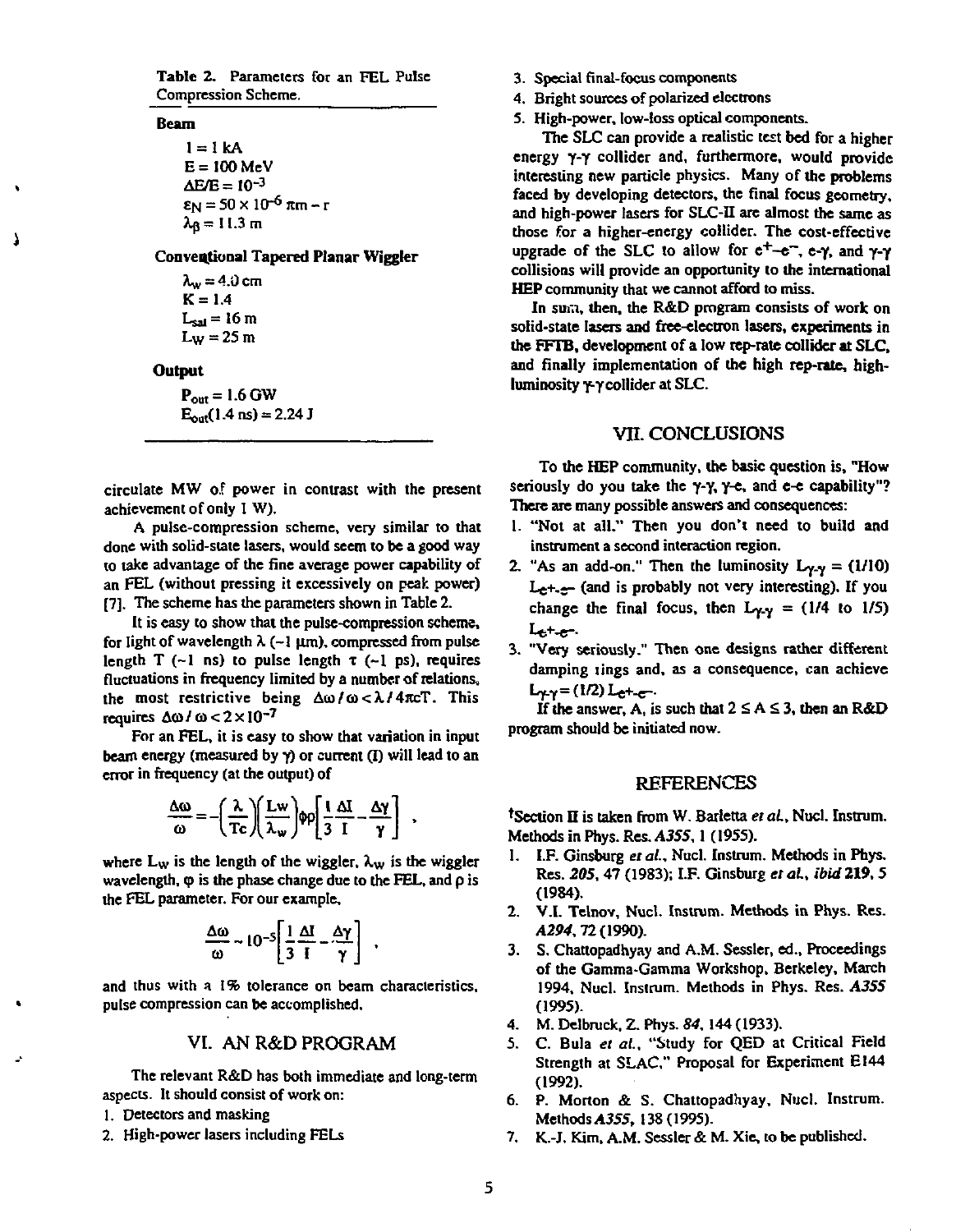Table 2. Parameters for an FEL Pulse Compression Scheme.

**Beam**

$I = 1$ kA
$E = 100$ MeV
$\Delta E/E = 10^{-3}$
$\varepsilon_N = 50 \times 10^{-6}\ \pi$m − r
$\lambda_\beta = 11.3$ m

**Conventional Tapered Planar Wiggler**

$\lambda_w = 4.0$ cm
$K = 1.4$
$L_{sat} = 16$ m
$L_W = 25$ m

**Output**

$P_{out} = 1.6$ GW
$E_{out}(1.4\text{ ns}) = 2.24$ J

circulate MW of power in contrast with the present achievement of only 1 W).

A pulse-compression scheme, very similar to that done with solid-state lasers, would seem to be a good way to take advantage of the fine average power capability of an FEL (without pressing it excessively on peak power) [7]. The scheme has the parameters shown in Table 2.

It is easy to show that the pulse-compression scheme, for light of wavelength $\lambda$ (~1 μm), compressed from pulse length T (~1 ns) to pulse length $\tau$ (~1 ps), requires fluctuations in frequency limited by a number of relations, the most restrictive being $\Delta\omega/\omega < \lambda/4\pi cT$. This requires $\Delta\omega/\omega < 2 \times 10^{-7}$

For an FEL, it is easy to show that variation in input beam energy (measured by $\gamma$) or current (I) will lead to an error in frequency (at the output) of

$$\frac{\Delta\omega}{\omega} = -\left(\frac{\lambda}{Tc}\right)\left(\frac{L_W}{\lambda_w}\right)\phi\rho\left[\frac{1}{3}\frac{\Delta I}{I} - \frac{\Delta\gamma}{\gamma}\right] ,$$

where $L_W$ is the length of the wiggler, $\lambda_w$ is the wiggler wavelength, $\phi$ is the phase change due to the FEL, and $\rho$ is the FEL parameter. For our example,

$$\frac{\Delta\omega}{\omega} \sim 10^{-5}\left[\frac{1}{3}\frac{\Delta I}{I} - \frac{\Delta\gamma}{\gamma}\right] ,$$

and thus with a 1% tolerance on beam characteristics, pulse compression can be accomplished.

## VI. AN R&D PROGRAM

The relevant R&D has both immediate and long-term aspects. It should consist of work on:

1. Detectors and masking
2. High-power lasers including FELs
3. Special final-focus components
4. Bright sources of polarized electrons
5. High-power, low-loss optical components.

The SLC can provide a realistic test bed for a higher energy $\gamma$-$\gamma$ collider and, furthermore, would provide interesting new particle physics. Many of the problems faced by developing detectors, the final focus geometry, and high-power lasers for SLC-II are almost the same as those for a higher-energy collider. The cost-effective upgrade of the SLC to allow for $e^+$–$e^-$, e-$\gamma$, and $\gamma$-$\gamma$ collisions will provide an opportunity to the international HEP community that we cannot afford to miss.

In sum, then, the R&D program consists of work on solid-state lasers and free-electron lasers, experiments in the FFTB, development of a low rep-rate collider at SLC, and finally implementation of the high rep-rate, high-luminosity $\gamma$-$\gamma$ collider at SLC.

## VII. CONCLUSIONS

To the HEP community, the basic question is, "How seriously do you take the $\gamma$-$\gamma$, $\gamma$-e, and e-e capability"? There are many possible answers and consequences:

1. "Not at all." Then you don't need to build and instrument a second interaction region.
2. "As an add-on." Then the luminosity $L_{\gamma\text{-}\gamma} = (1/10)\ L_{e^+\text{-}e^-}$ (and is probably not very interesting). If you change the final focus, then $L_{\gamma\text{-}\gamma} = (1/4 \text{ to } 1/5)\ L_{e^+\text{-}e^-}$.
3. "Very seriously." Then one designs rather different damping rings and, as a consequence, can achieve $L_{\gamma\text{-}\gamma} = (1/2)\ L_{e^+\text{-}e^-}$.

If the answer, A, is such that $2 \leq A \leq 3$, then an R&D program should be initiated now.

## REFERENCES

†Section II is taken from W. Barletta *et al.*, Nucl. Instrum. Methods in Phys. Res. *A355*, 1 (1995).

1. I.F. Ginsburg *et al.*, Nucl. Instrum. Methods in Phys. Res. *205*, 47 (1983); I.F. Ginsburg *et al.*, *ibid* **219**, 5 (1984).
2. V.I. Telnov, Nucl. Instrum. Methods in Phys. Res. *A294*, 72 (1990).
3. S. Chattopadhyay and A.M. Sessler, ed., Proceedings of the Gamma-Gamma Workshop, Berkeley, March 1994, Nucl. Instrum. Methods in Phys. Res. *A355* (1995).
4. M. Delbruck, Z. Phys. *84*, 144 (1933).
5. C. Bula *et al.*, "Study for QED at Critical Field Strength at SLAC," Proposal for Experiment E144 (1992).
6. P. Morton & S. Chattopadhyay, Nucl. Instrum. Methods *A355*, 138 (1995).
7. K.-J. Kim, A.M. Sessler & M. Xie, to be published.